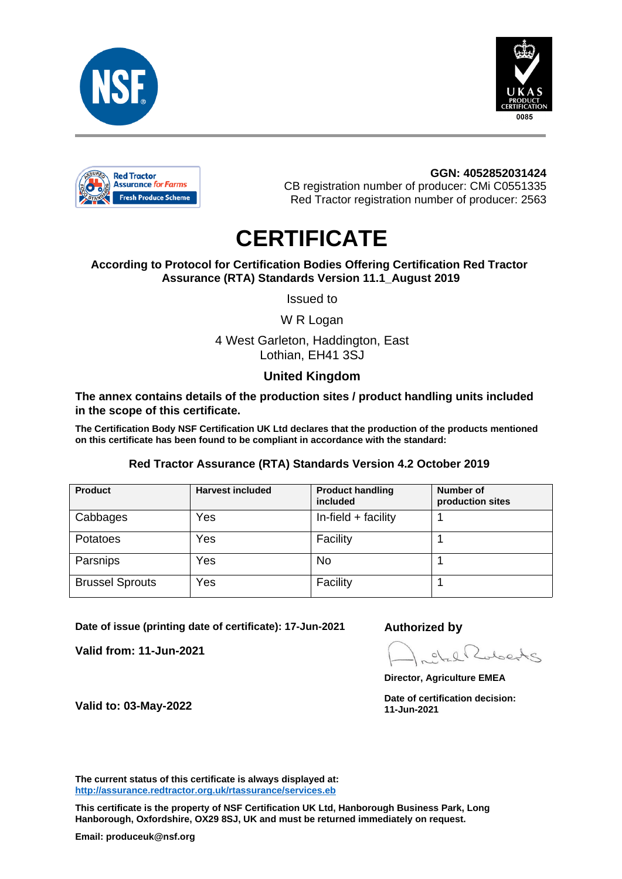**GGN: 4052852031424**
CB registration number of producer: CMi C0551335
Red Tractor registration number of producer: 2563

# CERTIFICATE

**According to Protocol for Certification Bodies Offering Certification Red Tractor Assurance (RTA) Standards Version 11.1_August 2019**

Issued to

W R Logan

4 West Garleton, Haddington, East Lothian, EH41 3SJ

**United Kingdom**

**The annex contains details of the production sites / product handling units included in the scope of this certificate.**

**The Certification Body NSF Certification UK Ltd declares that the production of the products mentioned on this certificate has been found to be compliant in accordance with the standard:**

**Red Tractor Assurance (RTA) Standards Version 4.2 October 2019**

| Product | Harvest included | Product handling included | Number of production sites |
|---|---|---|---|
| Cabbages | Yes | In-field + facility | 1 |
| Potatoes | Yes | Facility | 1 |
| Parsnips | Yes | No | 1 |
| Brussel Sprouts | Yes | Facility | 1 |

**Date of issue (printing date of certificate): 17-Jun-2021**

**Valid from: 11-Jun-2021**

**Valid to: 03-May-2022**

**Authorized by**

**Director, Agriculture EMEA**

**Date of certification decision: 11-Jun-2021**

**The current status of this certificate is always displayed at:**
**http://assurance.redtractor.org.uk/rtassurance/services.eb**

**This certificate is the property of NSF Certification UK Ltd, Hanborough Business Park, Long Hanborough, Oxfordshire, OX29 8SJ, UK and must be returned immediately on request.**

**Email: produceuk@nsf.org**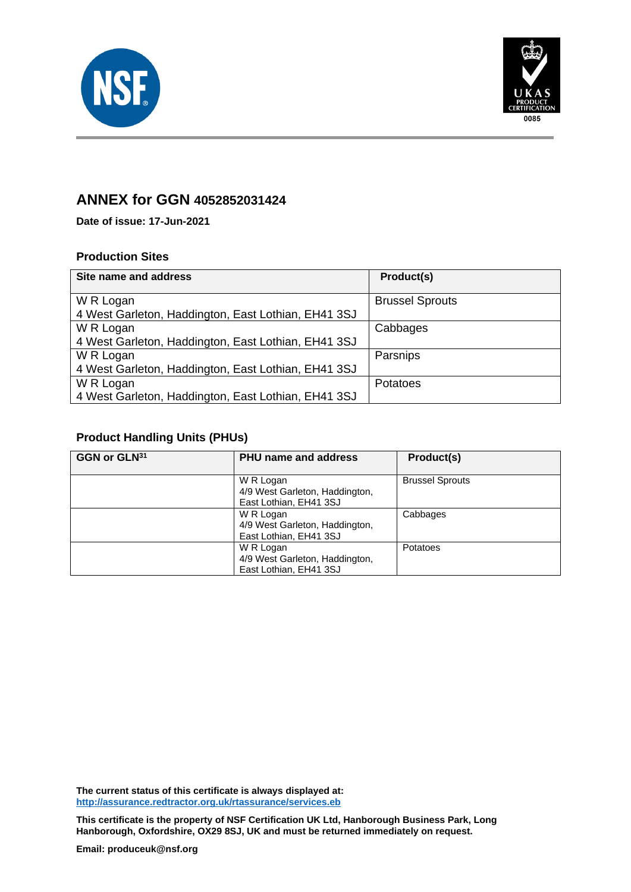## ANNEX for GGN 4052852031424

**Date of issue: 17-Jun-2021**

### Production Sites

| Site name and address | Product(s) |
|---|---|
| W R Logan<br>4 West Garleton, Haddington, East Lothian, EH41 3SJ | Brussel Sprouts |
| W R Logan<br>4 West Garleton, Haddington, East Lothian, EH41 3SJ | Cabbages |
| W R Logan<br>4 West Garleton, Haddington, East Lothian, EH41 3SJ | Parsnips |
| W R Logan<br>4 West Garleton, Haddington, East Lothian, EH41 3SJ | Potatoes |

### Product Handling Units (PHUs)

| GGN or GLN[31] | PHU name and address | Product(s) |
|---|---|---|
| | W R Logan<br>4/9 West Garleton, Haddington, East Lothian, EH41 3SJ | Brussel Sprouts |
| | W R Logan<br>4/9 West Garleton, Haddington, East Lothian, EH41 3SJ | Cabbages |
| | W R Logan<br>4/9 West Garleton, Haddington, East Lothian, EH41 3SJ | Potatoes |

**The current status of this certificate is always displayed at:**
**http://assurance.redtractor.org.uk/rtassurance/services.eb**

**This certificate is the property of NSF Certification UK Ltd, Hanborough Business Park, Long Hanborough, Oxfordshire, OX29 8SJ, UK and must be returned immediately on request.**

**Email: produceuk@nsf.org**